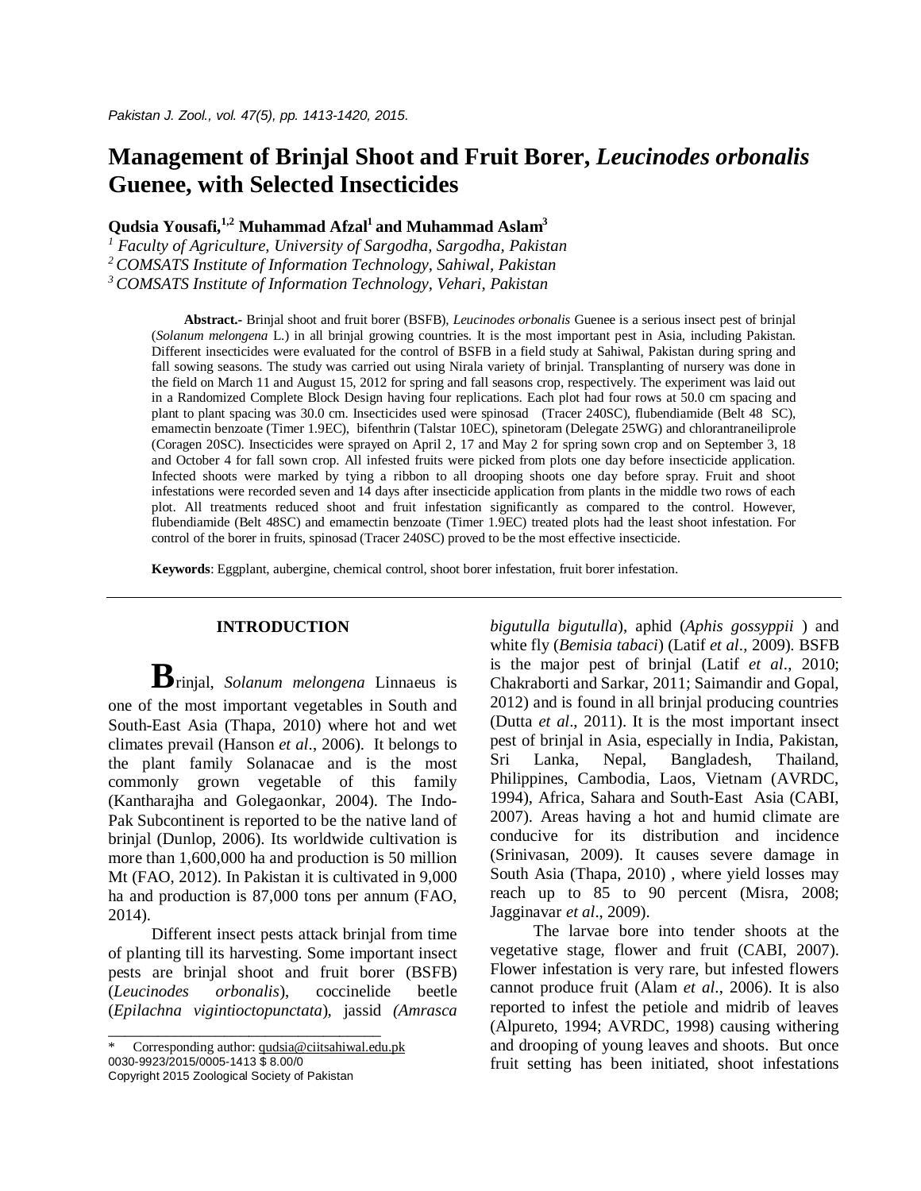# Management of Brinjal Shoot and Fruit Borer, *Leucinodes orbonalis* Guenee, with Selected Insecticides

**Qudsia Yousafi,[1,2] Muhammad Afzal[1] and Muhammad Aslam[3]**

*[1] Faculty of Agriculture, University of Sargodha, Sargodha, Pakistan*
*[2] COMSATS Institute of Information Technology, Sahiwal, Pakistan*
*[3] COMSATS Institute of Information Technology, Vehari, Pakistan*

**Abstract.-** Brinjal shoot and fruit borer (BSFB), *Leucinodes orbonalis* Guenee is a serious insect pest of brinjal (*Solanum melongena* L.) in all brinjal growing countries. It is the most important pest in Asia, including Pakistan. Different insecticides were evaluated for the control of BSFB in a field study at Sahiwal, Pakistan during spring and fall sowing seasons. The study was carried out using Nirala variety of brinjal. Transplanting of nursery was done in the field on March 11 and August 15, 2012 for spring and fall seasons crop, respectively. The experiment was laid out in a Randomized Complete Block Design having four replications. Each plot had four rows at 50.0 cm spacing and plant to plant spacing was 30.0 cm. Insecticides used were spinosad (Tracer 240SC), flubendiamide (Belt 48 SC), emamectin benzoate (Timer 1.9EC), bifenthrin (Talstar 10EC), spinetoram (Delegate 25WG) and chlorantraneiliprole (Coragen 20SC). Insecticides were sprayed on April 2, 17 and May 2 for spring sown crop and on September 3, 18 and October 4 for fall sown crop. All infested fruits were picked from plots one day before insecticide application. Infected shoots were marked by tying a ribbon to all drooping shoots one day before spray. Fruit and shoot infestations were recorded seven and 14 days after insecticide application from plants in the middle two rows of each plot. All treatments reduced shoot and fruit infestation significantly as compared to the control. However, flubendiamide (Belt 48SC) and emamectin benzoate (Timer 1.9EC) treated plots had the least shoot infestation. For control of the borer in fruits, spinosad (Tracer 240SC) proved to be the most effective insecticide.

**Keywords**: Eggplant, aubergine, chemical control, shoot borer infestation, fruit borer infestation.

## INTRODUCTION

Brinjal, *Solanum melongena* Linnaeus is one of the most important vegetables in South and South-East Asia (Thapa, 2010) where hot and wet climates prevail (Hanson *et al*., 2006). It belongs to the plant family Solanacae and is the most commonly grown vegetable of this family (Kantharajha and Golegaonkar, 2004). The Indo-Pak Subcontinent is reported to be the native land of brinjal (Dunlop, 2006). Its worldwide cultivation is more than 1,600,000 ha and production is 50 million Mt (FAO, 2012). In Pakistan it is cultivated in 9,000 ha and production is 87,000 tons per annum (FAO, 2014).

Different insect pests attack brinjal from time of planting till its harvesting. Some important insect pests are brinjal shoot and fruit borer (BSFB) (*Leucinodes orbonalis*), coccinelide beetle (*Epilachna vigintioctopunctata*), jassid *(Amrasca bigutulla bigutulla*), aphid (*Aphis gossyppii* ) and white fly (*Bemisia tabaci*) (Latif *et al*., 2009). BSFB is the major pest of brinjal (Latif *et al*., 2010; Chakraborti and Sarkar, 2011; Saimandir and Gopal, 2012) and is found in all brinjal producing countries (Dutta *et al*., 2011). It is the most important insect pest of brinjal in Asia, especially in India, Pakistan, Sri Lanka, Nepal, Bangladesh, Thailand, Philippines, Cambodia, Laos, Vietnam (AVRDC, 1994), Africa, Sahara and South-East Asia (CABI, 2007). Areas having a hot and humid climate are conducive for its distribution and incidence (Srinivasan, 2009). It causes severe damage in South Asia (Thapa, 2010) , where yield losses may reach up to 85 to 90 percent (Misra, 2008; Jagginavar *et al*., 2009).

The larvae bore into tender shoots at the vegetative stage, flower and fruit (CABI, 2007). Flower infestation is very rare, but infested flowers cannot produce fruit (Alam *et al*., 2006). It is also reported to infest the petiole and midrib of leaves (Alpureto, 1994; AVRDC, 1998) causing withering and drooping of young leaves and shoots. But once fruit setting has been initiated, shoot infestations

\* Corresponding author: qudsia@ciitsahiwal.edu.pk
0030-9923/2015/0005-1413 $ 8.00/0
Copyright 2015 Zoological Society of Pakistan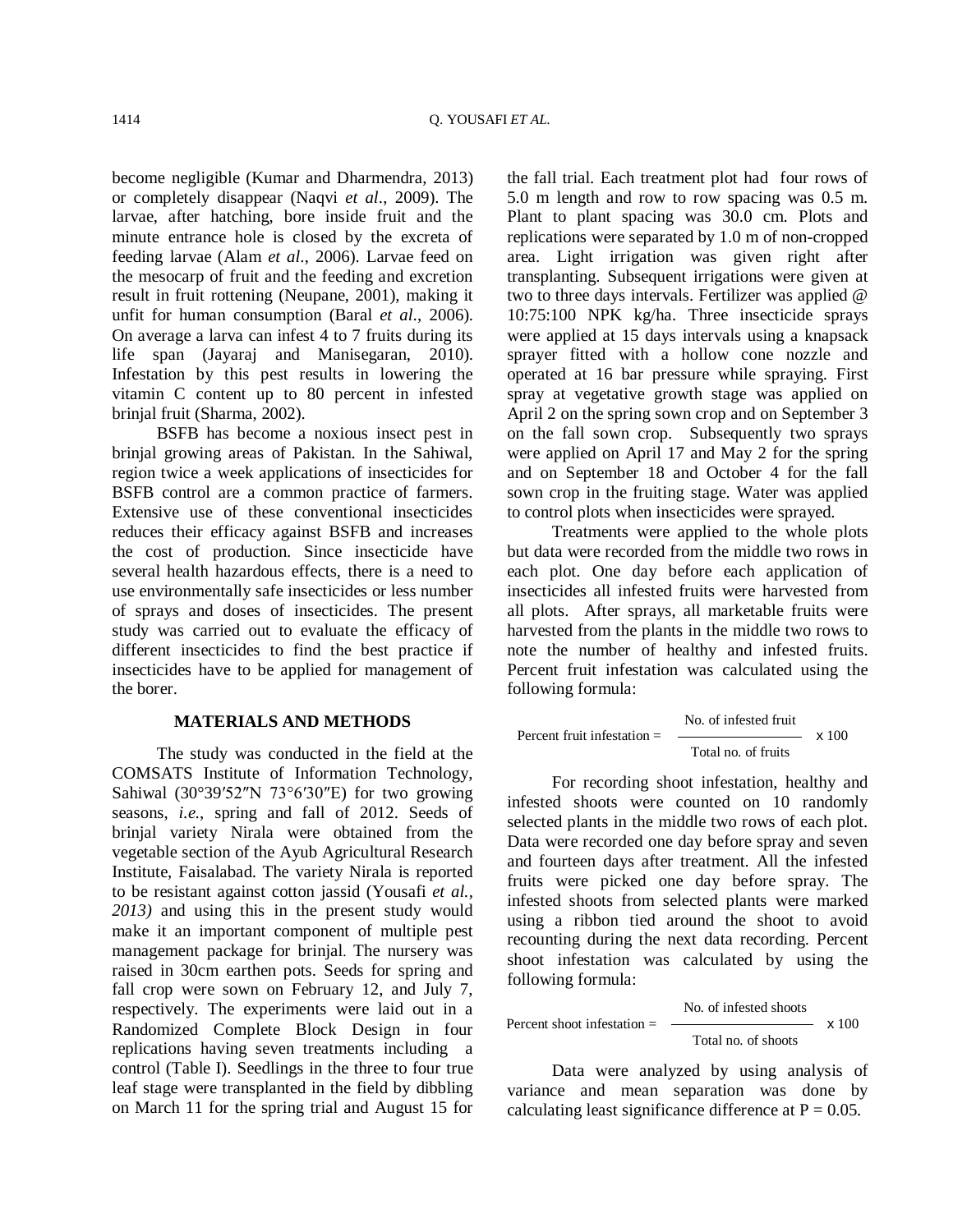become negligible (Kumar and Dharmendra, 2013) or completely disappear (Naqvi *et al*., 2009). The larvae, after hatching, bore inside fruit and the minute entrance hole is closed by the excreta of feeding larvae (Alam *et al*., 2006). Larvae feed on the mesocarp of fruit and the feeding and excretion result in fruit rottening (Neupane, 2001), making it unfit for human consumption (Baral *et al*., 2006). On average a larva can infest 4 to 7 fruits during its life span (Jayaraj and Manisegaran, 2010). Infestation by this pest results in lowering the vitamin C content up to 80 percent in infested brinjal fruit (Sharma, 2002).

BSFB has become a noxious insect pest in brinjal growing areas of Pakistan. In the Sahiwal, region twice a week applications of insecticides for BSFB control are a common practice of farmers. Extensive use of these conventional insecticides reduces their efficacy against BSFB and increases the cost of production. Since insecticide have several health hazardous effects, there is a need to use environmentally safe insecticides or less number of sprays and doses of insecticides. The present study was carried out to evaluate the efficacy of different insecticides to find the best practice if insecticides have to be applied for management of the borer.

## MATERIALS AND METHODS

The study was conducted in the field at the COMSATS Institute of Information Technology, Sahiwal (30°39′52″N 73°6′30″E) for two growing seasons, *i.e.*, spring and fall of 2012. Seeds of brinjal variety Nirala were obtained from the vegetable section of the Ayub Agricultural Research Institute, Faisalabad. The variety Nirala is reported to be resistant against cotton jassid (Yousafi *et al., 2013)* and using this in the present study would make it an important component of multiple pest management package for brinjal. The nursery was raised in 30cm earthen pots. Seeds for spring and fall crop were sown on February 12, and July 7, respectively. The experiments were laid out in a Randomized Complete Block Design in four replications having seven treatments including a control (Table I). Seedlings in the three to four true leaf stage were transplanted in the field by dibbling on March 11 for the spring trial and August 15 for the fall trial. Each treatment plot had four rows of 5.0 m length and row to row spacing was 0.5 m. Plant to plant spacing was 30.0 cm. Plots and replications were separated by 1.0 m of non-cropped area. Light irrigation was given right after transplanting. Subsequent irrigations were given at two to three days intervals. Fertilizer was applied @ 10:75:100 NPK kg/ha. Three insecticide sprays were applied at 15 days intervals using a knapsack sprayer fitted with a hollow cone nozzle and operated at 16 bar pressure while spraying. First spray at vegetative growth stage was applied on April 2 on the spring sown crop and on September 3 on the fall sown crop. Subsequently two sprays were applied on April 17 and May 2 for the spring and on September 18 and October 4 for the fall sown crop in the fruiting stage. Water was applied to control plots when insecticides were sprayed.

Treatments were applied to the whole plots but data were recorded from the middle two rows in each plot. One day before each application of insecticides all infested fruits were harvested from all plots. After sprays, all marketable fruits were harvested from the plants in the middle two rows to note the number of healthy and infested fruits. Percent fruit infestation was calculated using the following formula:

$$\text{Percent fruit infestation} = \frac{\text{No. of infested fruit}}{\text{Total no. of fruits}} \times 100$$

For recording shoot infestation, healthy and infested shoots were counted on 10 randomly selected plants in the middle two rows of each plot. Data were recorded one day before spray and seven and fourteen days after treatment. All the infested fruits were picked one day before spray. The infested shoots from selected plants were marked using a ribbon tied around the shoot to avoid recounting during the next data recording. Percent shoot infestation was calculated by using the following formula:

$$\text{Percent shoot infestation} = \frac{\text{No. of infested shoots}}{\text{Total no. of shoots}} \times 100$$

Data were analyzed by using analysis of variance and mean separation was done by calculating least significance difference at $P = 0.05$.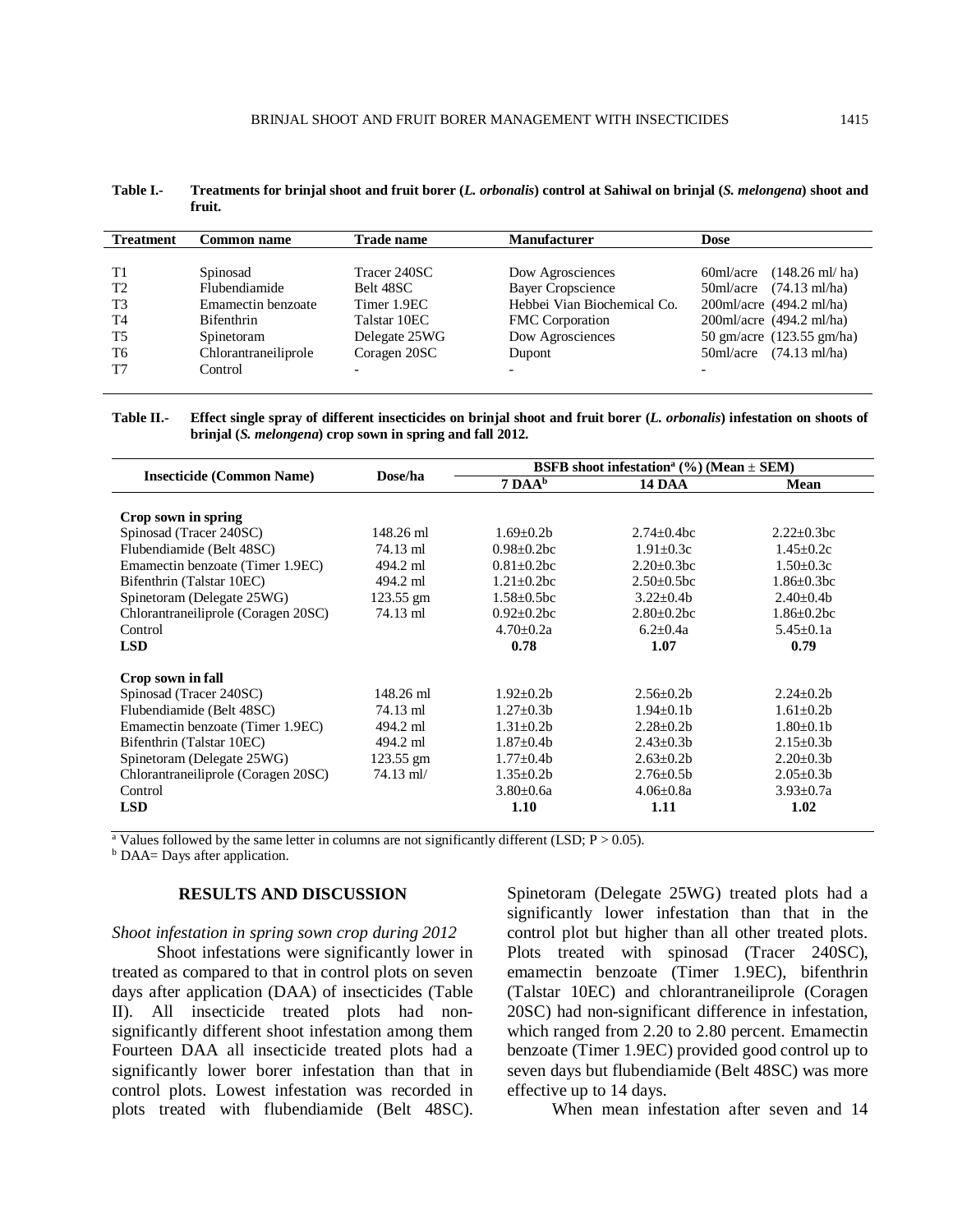**Table I.- Treatments for brinjal shoot and fruit borer (*L. orbonalis*) control at Sahiwal on brinjal (*S. melongena*) shoot and fruit.**

| Treatment | Common name | Trade name | Manufacturer | Dose |
|---|---|---|---|---|
| T1 | Spinosad | Tracer 240SC | Dow Agrosciences | 60ml/acre (148.26 ml/ ha) |
| T2 | Flubendiamide | Belt 48SC | Bayer Cropscience | 50ml/acre (74.13 ml/ha) |
| T3 | Emamectin benzoate | Timer 1.9EC | Hebbei Vian Biochemical Co. | 200ml/acre (494.2 ml/ha) |
| T4 | Bifenthrin | Talstar 10EC | FMC Corporation | 200ml/acre (494.2 ml/ha) |
| T5 | Spinetoram | Delegate 25WG | Dow Agrosciences | 50 gm/acre (123.55 gm/ha) |
| T6 | Chlorantraneiliprole | Coragen 20SC | Dupont | 50ml/acre (74.13 ml/ha) |
| T7 | Control | - | - | - |

**Table II.- Effect single spray of different insecticides on brinjal shoot and fruit borer (*L. orbonalis*) infestation on shoots of brinjal (*S. melongena*) crop sown in spring and fall 2012.**

| Insecticide (Common Name) | Dose/ha | BSFB shoot infestation[a] (%) (Mean ± SEM) | | |
|---|---|---|---|---|
| | | 7 DAA[b] | 14 DAA | Mean |
| **Crop sown in spring** | | | | |
| Spinosad (Tracer 240SC) | 148.26 ml | 1.69±0.2b | 2.74±0.4bc | 2.22±0.3bc |
| Flubendiamide (Belt 48SC) | 74.13 ml | 0.98±0.2bc | 1.91±0.3c | 1.45±0.2c |
| Emamectin benzoate (Timer 1.9EC) | 494.2 ml | 0.81±0.2bc | 2.20±0.3bc | 1.50±0.3c |
| Bifenthrin (Talstar 10EC) | 494.2 ml | 1.21±0.2bc | 2.50±0.5bc | 1.86±0.3bc |
| Spinetoram (Delegate 25WG) | 123.55 gm | 1.58±0.5bc | 3.22±0.4b | 2.40±0.4b |
| Chlorantraneiliprole (Coragen 20SC) | 74.13 ml | 0.92±0.2bc | 2.80±0.2bc | 1.86±0.2bc |
| Control | | 4.70±0.2a | 6.2±0.4a | 5.45±0.1a |
| **LSD** | | **0.78** | **1.07** | **0.79** |
| **Crop sown in fall** | | | | |
| Spinosad (Tracer 240SC) | 148.26 ml | 1.92±0.2b | 2.56±0.2b | 2.24±0.2b |
| Flubendiamide (Belt 48SC) | 74.13 ml | 1.27±0.3b | 1.94±0.1b | 1.61±0.2b |
| Emamectin benzoate (Timer 1.9EC) | 494.2 ml | 1.31±0.2b | 2.28±0.2b | 1.80±0.1b |
| Bifenthrin (Talstar 10EC) | 494.2 ml | 1.87±0.4b | 2.43±0.3b | 2.15±0.3b |
| Spinetoram (Delegate 25WG) | 123.55 gm | 1.77±0.4b | 2.63±0.2b | 2.20±0.3b |
| Chlorantraneiliprole (Coragen 20SC) | 74.13 ml/ | 1.35±0.2b | 2.76±0.5b | 2.05±0.3b |
| Control | | 3.80±0.6a | 4.06±0.8a | 3.93±0.7a |
| **LSD** | | **1.10** | **1.11** | **1.02** |

[a] Values followed by the same letter in columns are not significantly different (LSD; $P > 0.05$).
[b] DAA= Days after application.

## RESULTS AND DISCUSSION

*Shoot infestation in spring sown crop during 2012*

Shoot infestations were significantly lower in treated as compared to that in control plots on seven days after application (DAA) of insecticides (Table II). All insecticide treated plots had non-significantly different shoot infestation among them Fourteen DAA all insecticide treated plots had a significantly lower borer infestation than that in control plots. Lowest infestation was recorded in plots treated with flubendiamide (Belt 48SC). Spinetoram (Delegate 25WG) treated plots had a significantly lower infestation than that in the control plot but higher than all other treated plots. Plots treated with spinosad (Tracer 240SC), emamectin benzoate (Timer 1.9EC), bifenthrin (Talstar 10EC) and chlorantraneiliprole (Coragen 20SC) had non-significant difference in infestation, which ranged from 2.20 to 2.80 percent. Emamectin benzoate (Timer 1.9EC) provided good control up to seven days but flubendiamide (Belt 48SC) was more effective up to 14 days.

When mean infestation after seven and 14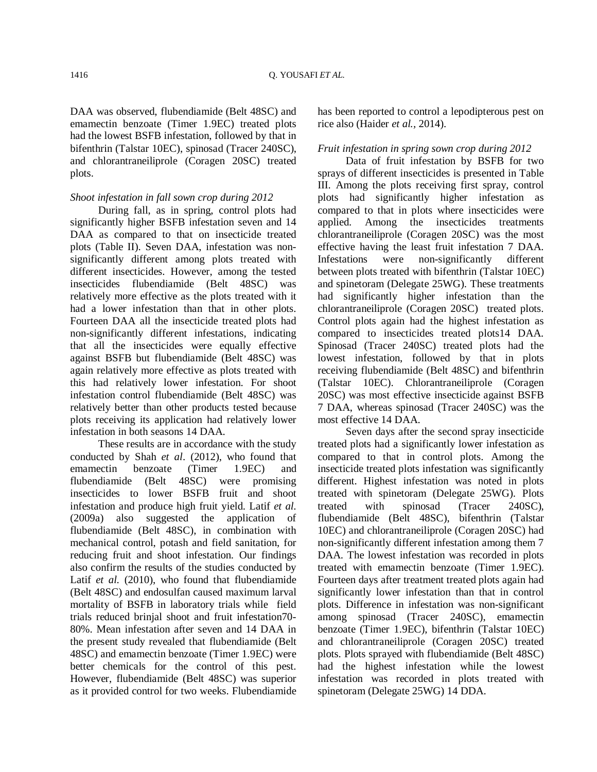DAA was observed, flubendiamide (Belt 48SC) and emamectin benzoate (Timer 1.9EC) treated plots had the lowest BSFB infestation, followed by that in bifenthrin (Talstar 10EC), spinosad (Tracer 240SC), and chlorantraneiliprole (Coragen 20SC) treated plots.

*Shoot infestation in fall sown crop during 2012*

During fall, as in spring, control plots had significantly higher BSFB infestation seven and 14 DAA as compared to that on insecticide treated plots (Table II). Seven DAA, infestation was non-significantly different among plots treated with different insecticides. However, among the tested insecticides flubendiamide (Belt 48SC) was relatively more effective as the plots treated with it had a lower infestation than that in other plots. Fourteen DAA all the insecticide treated plots had non-significantly different infestations, indicating that all the insecticides were equally effective against BSFB but flubendiamide (Belt 48SC) was again relatively more effective as plots treated with this had relatively lower infestation. For shoot infestation control flubendiamide (Belt 48SC) was relatively better than other products tested because plots receiving its application had relatively lower infestation in both seasons 14 DAA.

These results are in accordance with the study conducted by Shah *et al*. (2012), who found that emamectin benzoate (Timer 1.9EC) and flubendiamide (Belt 48SC) were promising insecticides to lower BSFB fruit and shoot infestation and produce high fruit yield. Latif *et al.* (2009a) also suggested the application of flubendiamide (Belt 48SC), in combination with mechanical control, potash and field sanitation, for reducing fruit and shoot infestation. Our findings also confirm the results of the studies conducted by Latif *et al.* (2010), who found that flubendiamide (Belt 48SC) and endosulfan caused maximum larval mortality of BSFB in laboratory trials while field trials reduced brinjal shoot and fruit infestation70-80%. Mean infestation after seven and 14 DAA in the present study revealed that flubendiamide (Belt 48SC) and emamectin benzoate (Timer 1.9EC) were better chemicals for the control of this pest. However, flubendiamide (Belt 48SC) was superior as it provided control for two weeks. Flubendiamide has been reported to control a lepodipterous pest on rice also (Haider *et al.*, 2014).

*Fruit infestation in spring sown crop during 2012*

Data of fruit infestation by BSFB for two sprays of different insecticides is presented in Table III. Among the plots receiving first spray, control plots had significantly higher infestation as compared to that in plots where insecticides were applied. Among the insecticides treatments chlorantraneiliprole (Coragen 20SC) was the most effective having the least fruit infestation 7 DAA. Infestations were non-significantly different between plots treated with bifenthrin (Talstar 10EC) and spinetoram (Delegate 25WG). These treatments had significantly higher infestation than the chlorantraneiliprole (Coragen 20SC) treated plots. Control plots again had the highest infestation as compared to insecticides treated plots14 DAA. Spinosad (Tracer 240SC) treated plots had the lowest infestation, followed by that in plots receiving flubendiamide (Belt 48SC) and bifenthrin (Talstar 10EC). Chlorantraneiliprole (Coragen 20SC) was most effective insecticide against BSFB 7 DAA, whereas spinosad (Tracer 240SC) was the most effective 14 DAA.

Seven days after the second spray insecticide treated plots had a significantly lower infestation as compared to that in control plots. Among the insecticide treated plots infestation was significantly different. Highest infestation was noted in plots treated with spinetoram (Delegate 25WG). Plots treated with spinosad (Tracer 240SC), flubendiamide (Belt 48SC), bifenthrin (Talstar 10EC) and chlorantraneiliprole (Coragen 20SC) had non-significantly different infestation among them 7 DAA. The lowest infestation was recorded in plots treated with emamectin benzoate (Timer 1.9EC). Fourteen days after treatment treated plots again had significantly lower infestation than that in control plots. Difference in infestation was non-significant among spinosad (Tracer 240SC), emamectin benzoate (Timer 1.9EC), bifenthrin (Talstar 10EC) and chlorantraneiliprole (Coragen 20SC) treated plots. Plots sprayed with flubendiamide (Belt 48SC) had the highest infestation while the lowest infestation was recorded in plots treated with spinetoram (Delegate 25WG) 14 DDA.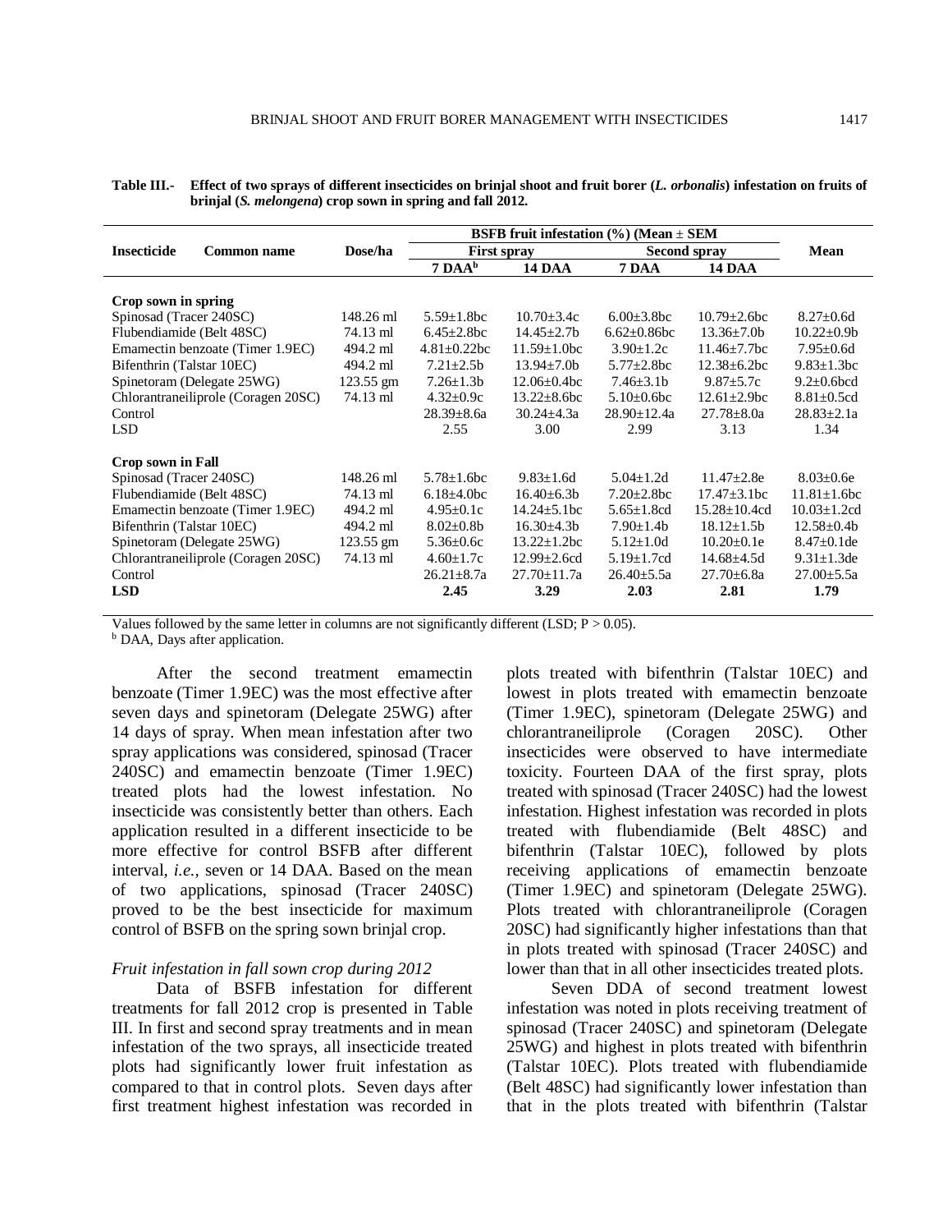**Table III.-** **Effect of two sprays of different insecticides on brinjal shoot and fruit borer (*L. orbonalis*) infestation on fruits of brinjal (*S. melongena*) crop sown in spring and fall 2012.**

| Insecticide Common name | Dose/ha | BSFB fruit infestation (%) (Mean ± SEM | | | | Mean |
|---|---|---|---|---|---|---|
| | | First spray | | Second spray | | |
| | | 7 DAA[b] | 14 DAA | 7 DAA | 14 DAA | |
| **Crop sown in spring** | | | | | | |
| Spinosad (Tracer 240SC) | 148.26 ml | 5.59±1.8bc | 10.70±3.4c | 6.00±3.8bc | 10.79±2.6bc | 8.27±0.6d |
| Flubendiamide (Belt 48SC) | 74.13 ml | 6.45±2.8bc | 14.45±2.7b | 6.62±0.86bc | 13.36±7.0b | 10.22±0.9b |
| Emamectin benzoate (Timer 1.9EC) | 494.2 ml | 4.81±0.22bc | 11.59±1.0bc | 3.90±1.2c | 11.46±7.7bc | 7.95±0.6d |
| Bifenthrin (Talstar 10EC) | 494.2 ml | 7.21±2.5b | 13.94±7.0b | 5.77±2.8bc | 12.38±6.2bc | 9.83±1.3bc |
| Spinetoram (Delegate 25WG) | 123.55 gm | 7.26±1.3b | 12.06±0.4bc | 7.46±3.1b | 9.87±5.7c | 9.2±0.6bcd |
| Chlorantraneiliprole (Coragen 20SC) | 74.13 ml | 4.32±0.9c | 13.22±8.6bc | 5.10±0.6bc | 12.61±2.9bc | 8.81±0.5cd |
| Control | | 28.39±8.6a | 30.24±4.3a | 28.90±12.4a | 27.78±8.0a | 28.83±2.1a |
| LSD | | 2.55 | 3.00 | 2.99 | 3.13 | 1.34 |
| **Crop sown in Fall** | | | | | | |
| Spinosad (Tracer 240SC) | 148.26 ml | 5.78±1.6bc | 9.83±1.6d | 5.04±1.2d | 11.47±2.8e | 8.03±0.6e |
| Flubendiamide (Belt 48SC) | 74.13 ml | 6.18±4.0bc | 16.40±6.3b | 7.20±2.8bc | 17.47±3.1bc | 11.81±1.6bc |
| Emamectin benzoate (Timer 1.9EC) | 494.2 ml | 4.95±0.1c | 14.24±5.1bc | 5.65±1.8cd | 15.28±10.4cd | 10.03±1.2cd |
| Bifenthrin (Talstar 10EC) | 494.2 ml | 8.02±0.8b | 16.30±4.3b | 7.90±1.4b | 18.12±1.5b | 12.58±0.4b |
| Spinetoram (Delegate 25WG) | 123.55 gm | 5.36±0.6c | 13.22±1.2bc | 5.12±1.0d | 10.20±0.1e | 8.47±0.1de |
| Chlorantraneiliprole (Coragen 20SC) | 74.13 ml | 4.60±1.7c | 12.99±2.6cd | 5.19±1.7cd | 14.68±4.5d | 9.31±1.3de |
| Control | | 26.21±8.7a | 27.70±11.7a | 26.40±5.5a | 27.70±6.8a | 27.00±5.5a |
| **LSD** | | **2.45** | **3.29** | **2.03** | **2.81** | **1.79** |

Values followed by the same letter in columns are not significantly different (LSD; $P > 0.05$).
[b] DAA, Days after application.

After the second treatment emamectin benzoate (Timer 1.9EC) was the most effective after seven days and spinetoram (Delegate 25WG) after 14 days of spray. When mean infestation after two spray applications was considered, spinosad (Tracer 240SC) and emamectin benzoate (Timer 1.9EC) treated plots had the lowest infestation. No insecticide was consistently better than others. Each application resulted in a different insecticide to be more effective for control BSFB after different interval, *i.e.,* seven or 14 DAA. Based on the mean of two applications, spinosad (Tracer 240SC) proved to be the best insecticide for maximum control of BSFB on the spring sown brinjal crop.

### *Fruit infestation in fall sown crop during 2012*

Data of BSFB infestation for different treatments for fall 2012 crop is presented in Table III. In first and second spray treatments and in mean infestation of the two sprays, all insecticide treated plots had significantly lower fruit infestation as compared to that in control plots. Seven days after first treatment highest infestation was recorded in plots treated with bifenthrin (Talstar 10EC) and lowest in plots treated with emamectin benzoate (Timer 1.9EC), spinetoram (Delegate 25WG) and chlorantraneiliprole (Coragen 20SC). Other insecticides were observed to have intermediate toxicity. Fourteen DAA of the first spray, plots treated with spinosad (Tracer 240SC) had the lowest infestation. Highest infestation was recorded in plots treated with flubendiamide (Belt 48SC) and bifenthrin (Talstar 10EC), followed by plots receiving applications of emamectin benzoate (Timer 1.9EC) and spinetoram (Delegate 25WG). Plots treated with chlorantraneiliprole (Coragen 20SC) had significantly higher infestations than that in plots treated with spinosad (Tracer 240SC) and lower than that in all other insecticides treated plots.

Seven DDA of second treatment lowest infestation was noted in plots receiving treatment of spinosad (Tracer 240SC) and spinetoram (Delegate 25WG) and highest in plots treated with bifenthrin (Talstar 10EC). Plots treated with flubendiamide (Belt 48SC) had significantly lower infestation than that in the plots treated with bifenthrin (Talstar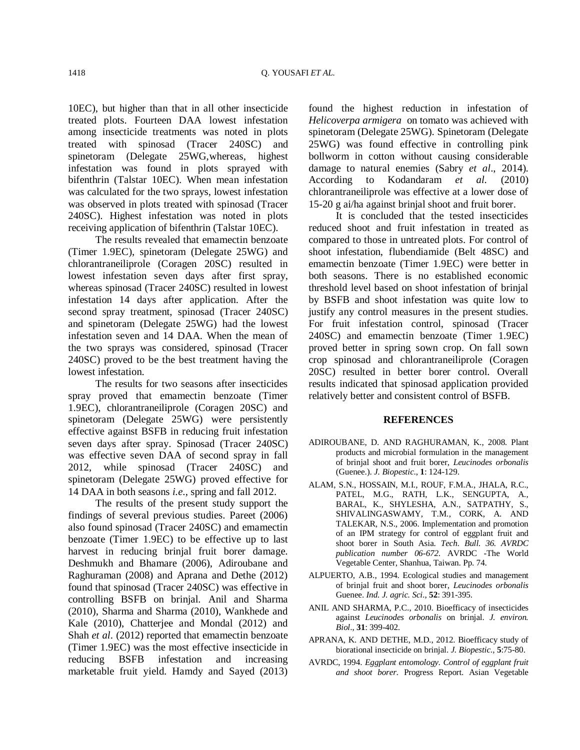10EC), but higher than that in all other insecticide treated plots. Fourteen DAA lowest infestation among insecticide treatments was noted in plots treated with spinosad (Tracer 240SC) and spinetoram (Delegate 25WG,whereas, highest infestation was found in plots sprayed with bifenthrin (Talstar 10EC). When mean infestation was calculated for the two sprays, lowest infestation was observed in plots treated with spinosad (Tracer 240SC). Highest infestation was noted in plots receiving application of bifenthrin (Talstar 10EC).

The results revealed that emamectin benzoate (Timer 1.9EC), spinetoram (Delegate 25WG) and chlorantraneiliprole (Coragen 20SC) resulted in lowest infestation seven days after first spray, whereas spinosad (Tracer 240SC) resulted in lowest infestation 14 days after application. After the second spray treatment, spinosad (Tracer 240SC) and spinetoram (Delegate 25WG) had the lowest infestation seven and 14 DAA. When the mean of the two sprays was considered, spinosad (Tracer 240SC) proved to be the best treatment having the lowest infestation.

The results for two seasons after insecticides spray proved that emamectin benzoate (Timer 1.9EC), chlorantraneiliprole (Coragen 20SC) and spinetoram (Delegate 25WG) were persistently effective against BSFB in reducing fruit infestation seven days after spray. Spinosad (Tracer 240SC) was effective seven DAA of second spray in fall 2012, while spinosad (Tracer 240SC) and spinetoram (Delegate 25WG) proved effective for 14 DAA in both seasons *i.e.*, spring and fall 2012.

The results of the present study support the findings of several previous studies. Pareet (2006) also found spinosad (Tracer 240SC) and emamectin benzoate (Timer 1.9EC) to be effective up to last harvest in reducing brinjal fruit borer damage. Deshmukh and Bhamare (2006), Adiroubane and Raghuraman (2008) and Aprana and Dethe (2012) found that spinosad (Tracer 240SC) was effective in controlling BSFB on brinjal. Anil and Sharma (2010), Sharma and Sharma (2010), Wankhede and Kale (2010), Chatterjee and Mondal (2012) and Shah *et al*. (2012) reported that emamectin benzoate (Timer 1.9EC) was the most effective insecticide in reducing BSFB infestation and increasing marketable fruit yield. Hamdy and Sayed (2013) found the highest reduction in infestation of *Helicoverpa armigera* on tomato was achieved with spinetoram (Delegate 25WG). Spinetoram (Delegate 25WG) was found effective in controlling pink bollworm in cotton without causing considerable damage to natural enemies (Sabry *et al*., 2014). According to Kodandaram *et al.* (2010) chlorantraneiliprole was effective at a lower dose of 15-20 g ai/ha against brinjal shoot and fruit borer.

It is concluded that the tested insecticides reduced shoot and fruit infestation in treated as compared to those in untreated plots. For control of shoot infestation, flubendiamide (Belt 48SC) and emamectin benzoate (Timer 1.9EC) were better in both seasons. There is no established economic threshold level based on shoot infestation of brinjal by BSFB and shoot infestation was quite low to justify any control measures in the present studies. For fruit infestation control, spinosad (Tracer 240SC) and emamectin benzoate (Timer 1.9EC) proved better in spring sown crop. On fall sown crop spinosad and chlorantraneiliprole (Coragen 20SC) resulted in better borer control. Overall results indicated that spinosad application provided relatively better and consistent control of BSFB.

## REFERENCES

ADIROUBANE, D. AND RAGHURAMAN, K., 2008. Plant products and microbial formulation in the management of brinjal shoot and fruit borer, *Leucinodes orbonalis* (Guenee.). *J. Biopestic.*, **1**: 124-129.

ALAM, S.N., HOSSAIN, M.I., ROUF, F.M.A., JHALA, R.C., PATEL, M.G., RATH, L.K., SENGUPTA, A., BARAL, K., SHYLESHA, A.N., SATPATHY, S., SHIVALINGASWAMY, T.M., CORK, A. AND TALEKAR, N.S., 2006. Implementation and promotion of an IPM strategy for control of eggplant fruit and shoot borer in South Asia. *Tech. Bull. 36. AVRDC publication number 06-672.* AVRDC -The World Vegetable Center, Shanhua, Taiwan. Pp. 74.

ALPUERTO, A.B., 1994. Ecological studies and management of brinjal fruit and shoot borer, *Leucinodes orbonalis* Guenee. *Ind. J. agric. Sci.*, **52**: 391-395.

ANIL AND SHARMA, P.C., 2010. Bioefficacy of insecticides against *Leucinodes orbonalis* on brinjal. *J. environ. Biol*., **31**: 399-402.

APRANA, K. AND DETHE, M.D., 2012. Bioefficacy study of biorational insecticide on brinjal. *J. Biopestic.*, **5**:75-80.

AVRDC, 1994. *Eggplant entomology. Control of eggplant fruit and shoot borer.* Progress Report. Asian Vegetable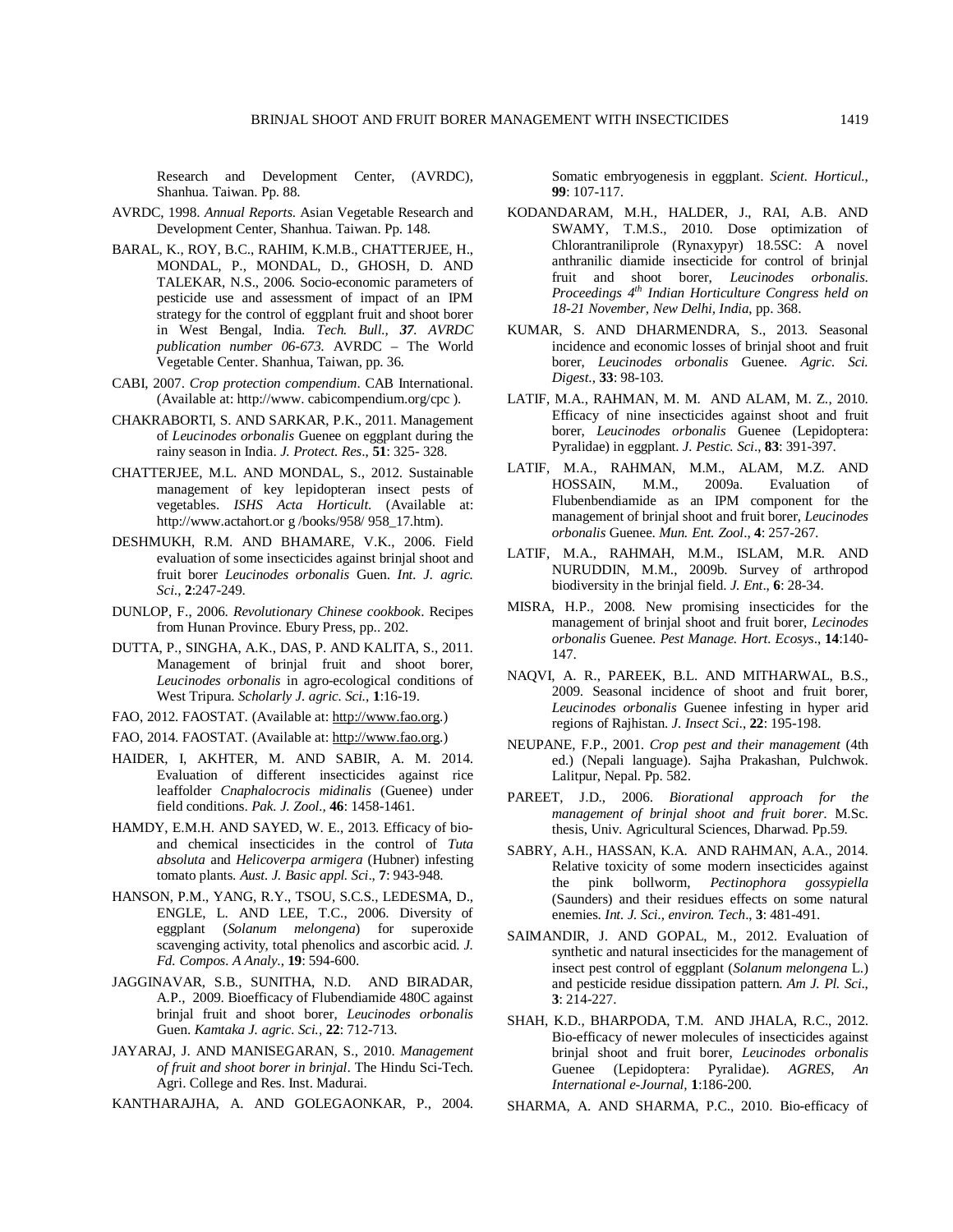Research and Development Center, (AVRDC), Shanhua. Taiwan. Pp. 88.

AVRDC, 1998. *Annual Reports.* Asian Vegetable Research and Development Center, Shanhua. Taiwan. Pp. 148.

BARAL, K., ROY, B.C., RAHIM, K.M.B., CHATTERJEE, H., MONDAL, P., MONDAL, D., GHOSH, D. AND TALEKAR, N.S., 2006. Socio-economic parameters of pesticide use and assessment of impact of an IPM strategy for the control of eggplant fruit and shoot borer in West Bengal, India. *Tech. Bull., 37. AVRDC publication number 06-673.* AVRDC – The World Vegetable Center. Shanhua, Taiwan, pp. 36.

CABI, 2007. *Crop protection compendium*. CAB International. (Available at: http://www. cabicompendium.org/cpc ).

CHAKRABORTI, S. AND SARKAR, P.K., 2011. Management of *Leucinodes orbonalis* Guenee on eggplant during the rainy season in India. *J. Protect. Res*., **51**: 325- 328.

CHATTERJEE, M.L. AND MONDAL, S., 2012. Sustainable management of key lepidopteran insect pests of vegetables. *ISHS Acta Horticult.* (Available at: http://www.actahort.or g /books/958/ 958_17.htm).

DESHMUKH, R.M. AND BHAMARE, V.K., 2006. Field evaluation of some insecticides against brinjal shoot and fruit borer *Leucinodes orbonalis* Guen. *Int. J. agric. Sci.*, **2**:247-249.

DUNLOP, F., 2006. *Revolutionary Chinese cookbook*. Recipes from Hunan Province. Ebury Press, pp.. 202.

DUTTA, P., SINGHA, A.K., DAS, P. AND KALITA, S., 2011. Management of brinjal fruit and shoot borer, *Leucinodes orbonalis* in agro-ecological conditions of West Tripura. *Scholarly J. agric. Sci.*, **1**:16-19.

FAO, 2012. FAOSTAT. (Available at: http://www.fao.org.)

FAO, 2014. FAOSTAT. (Available at: http://www.fao.org.)

HAIDER, I, AKHTER, M. AND SABIR, A. M. 2014. Evaluation of different insecticides against rice leaffolder *Cnaphalocrocis midinalis* (Guenee) under field conditions. *Pak. J. Zool.*, **46**: 1458-1461.

HAMDY, E.M.H. AND SAYED, W. E., 2013. Efficacy of bio- and chemical insecticides in the control of *Tuta absoluta* and *Helicoverpa armigera* (Hubner) infesting tomato plants. *Aust. J. Basic appl. Sci*., **7**: 943-948.

HANSON, P.M., YANG, R.Y., TSOU, S.C.S., LEDESMA, D., ENGLE, L. AND LEE, T.C., 2006. Diversity of eggplant (*Solanum melongena*) for superoxide scavenging activity, total phenolics and ascorbic acid. *J. Fd. Compos. A Analy.*, **19**: 594-600.

JAGGINAVAR, S.B., SUNITHA, N.D. AND BIRADAR, A.P., 2009. Bioefficacy of Flubendiamide 480C against brinjal fruit and shoot borer, *Leucinodes orbonalis* Guen. *Kamtaka J. agric. Sci.*, **22**: 712-713.

JAYARAJ, J. AND MANISEGARAN, S., 2010. *Management of fruit and shoot borer in brinjal*. The Hindu Sci-Tech. Agri. College and Res. Inst. Madurai.

KANTHARAJHA, A. AND GOLEGAONKAR, P., 2004. Somatic embryogenesis in eggplant. *Scient. Horticul.*, **99**: 107-117.

KODANDARAM, M.H., HALDER, J., RAI, A.B. AND SWAMY, T.M.S., 2010. Dose optimization of Chlorantraniliprole (Rynaxypyr) 18.5SC: A novel anthranilic diamide insecticide for control of brinjal fruit and shoot borer, *Leucinodes orbonalis. Proceedings 4th Indian Horticulture Congress held on 18-21 November, New Delhi, India*, pp. 368.

KUMAR, S. AND DHARMENDRA, S., 2013. Seasonal incidence and economic losses of brinjal shoot and fruit borer, *Leucinodes orbonalis* Guenee. *Agric. Sci. Digest.*, **33**: 98-103.

LATIF, M.A., RAHMAN, M. M. AND ALAM, M. Z., 2010. Efficacy of nine insecticides against shoot and fruit borer, *Leucinodes orbonalis* Guenee (Lepidoptera: Pyralidae) in eggplant. *J. Pestic. Sci*., **83**: 391-397.

LATIF, M.A., RAHMAN, M.M., ALAM, M.Z. AND HOSSAIN, M.M., 2009a. Evaluation of Flubenbendiamide as an IPM component for the management of brinjal shoot and fruit borer, *Leucinodes orbonalis* Guenee. *Mun. Ent. Zool*., **4**: 257-267.

LATIF, M.A., RAHMAH, M.M., ISLAM, M.R. AND NURUDDIN, M.M., 2009b. Survey of arthropod biodiversity in the brinjal field. *J. Ent*., **6**: 28-34.

MISRA, H.P., 2008. New promising insecticides for the management of brinjal shoot and fruit borer, *Lecinodes orbonalis* Guenee. *Pest Manage. Hort. Ecosys*., **14**:140-147.

NAQVI, A. R., PAREEK, B.L. AND MITHARWAL, B.S., 2009. Seasonal incidence of shoot and fruit borer, *Leucinodes orbonalis* Guenee infesting in hyper arid regions of Rajhistan. *J. Insect Sci*., **22**: 195-198.

NEUPANE, F.P., 2001. *Crop pest and their management* (4th ed.) (Nepali language). Sajha Prakashan, Pulchwok. Lalitpur, Nepal. Pp. 582.

PAREET, J.D., 2006. *Biorational approach for the management of brinjal shoot and fruit borer.* M.Sc. thesis, Univ. Agricultural Sciences, Dharwad. Pp.59.

SABRY, A.H., HASSAN, K.A. AND RAHMAN, A.A., 2014. Relative toxicity of some modern insecticides against the pink bollworm, *Pectinophora gossypiella* (Saunders) and their residues effects on some natural enemies. *Int. J. Sci., environ. Tech*., **3**: 481-491.

SAIMANDIR, J. AND GOPAL, M., 2012. Evaluation of synthetic and natural insecticides for the management of insect pest control of eggplant (*Solanum melongena* L.) and pesticide residue dissipation pattern. *Am J. Pl. Sci*., **3**: 214-227.

SHAH, K.D., BHARPODA, T.M. AND JHALA, R.C., 2012. Bio-efficacy of newer molecules of insecticides against brinjal shoot and fruit borer, *Leucinodes orbonalis* Guenee (Lepidoptera: Pyralidae). *AGRES, An International e-Journal*, **1**:186-200.

SHARMA, A. AND SHARMA, P.C., 2010. Bio-efficacy of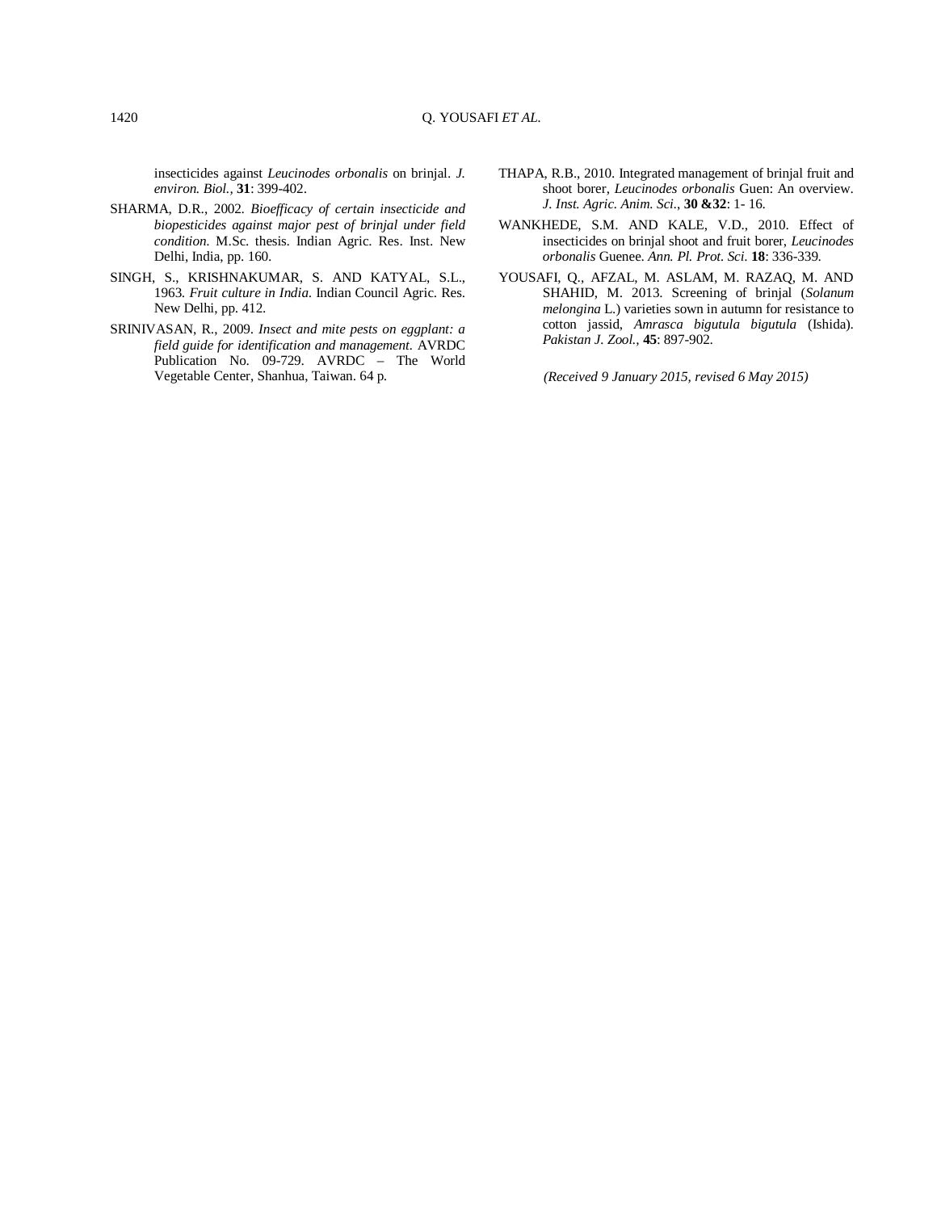insecticides against *Leucinodes orbonalis* on brinjal. *J. environ. Biol.*, **31**: 399-402.

SHARMA, D.R., 2002. *Bioefficacy of certain insecticide and biopesticides against major pest of brinjal under field condition.* M.Sc. thesis. Indian Agric. Res. Inst. New Delhi, India, pp. 160.

SINGH, S., KRISHNAKUMAR, S. AND KATYAL, S.L., 1963. *Fruit culture in India.* Indian Council Agric. Res. New Delhi, pp. 412.

SRINIVASAN, R., 2009. *Insect and mite pests on eggplant: a field guide for identification and management.* AVRDC Publication No. 09-729. AVRDC – The World Vegetable Center, Shanhua, Taiwan. 64 p.

THAPA, R.B., 2010. Integrated management of brinjal fruit and shoot borer, *Leucinodes orbonalis* Guen: An overview. *J. Inst. Agric. Anim. Sci.*, **30 &32**: 1- 16.

WANKHEDE, S.M. AND KALE, V.D., 2010. Effect of insecticides on brinjal shoot and fruit borer, *Leucinodes orbonalis* Guenee. *Ann. Pl. Prot. Sci.* **18**: 336-339.

YOUSAFI, Q., AFZAL, M. ASLAM, M. RAZAQ, M. AND SHAHID, M. 2013. Screening of brinjal (*Solanum melongina* L.) varieties sown in autumn for resistance to cotton jassid, *Amrasca bigutula bigutula* (Ishida). *Pakistan J. Zool.*, **45**: 897-902.

*(Received 9 January 2015, revised 6 May 2015)*